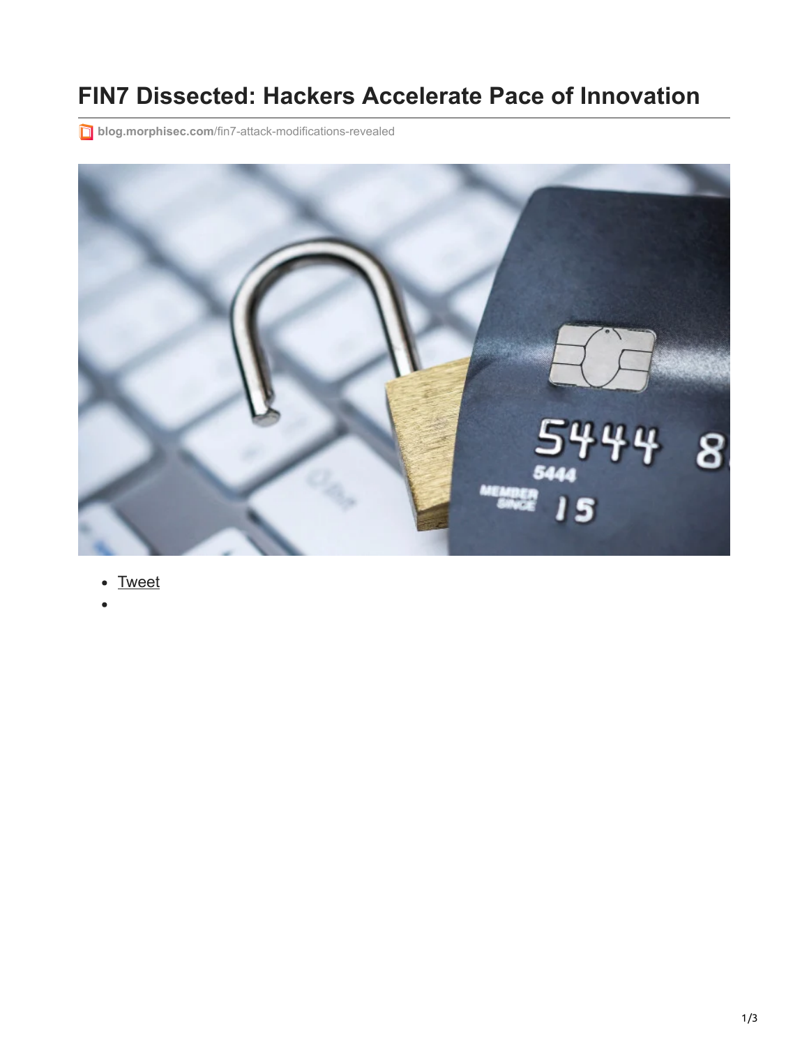# FIN7 Dissected: Hackers Accelerate Pace of Innovation

blog.morphisec.com/fin7-attack-modifications-revealed

- Tweet
-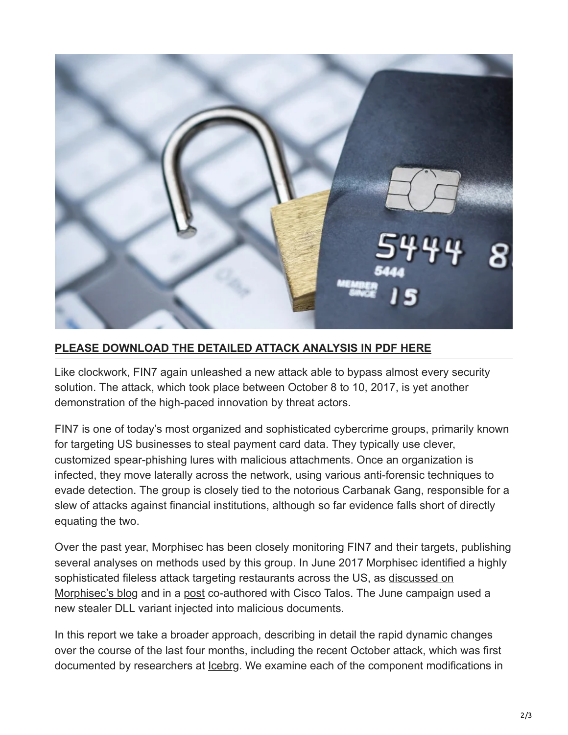**PLEASE DOWNLOAD THE DETAILED ATTACK ANALYSIS IN PDF HERE**

Like clockwork, FIN7 again unleashed a new attack able to bypass almost every security solution. The attack, which took place between October 8 to 10, 2017, is yet another demonstration of the high-paced innovation by threat actors.

FIN7 is one of today's most organized and sophisticated cybercrime groups, primarily known for targeting US businesses to steal payment card data. They typically use clever, customized spear-phishing lures with malicious attachments. Once an organization is infected, they move laterally across the network, using various anti-forensic techniques to evade detection. The group is closely tied to the notorious Carbanak Gang, responsible for a slew of attacks against financial institutions, although so far evidence falls short of directly equating the two.

Over the past year, Morphisec has been closely monitoring FIN7 and their targets, publishing several analyses on methods used by this group. In June 2017 Morphisec identified a highly sophisticated fileless attack targeting restaurants across the US, as discussed on Morphisec's blog and in a post co-authored with Cisco Talos. The June campaign used a new stealer DLL variant injected into malicious documents.

In this report we take a broader approach, describing in detail the rapid dynamic changes over the course of the last four months, including the recent October attack, which was first documented by researchers at Icebrg. We examine each of the component modifications in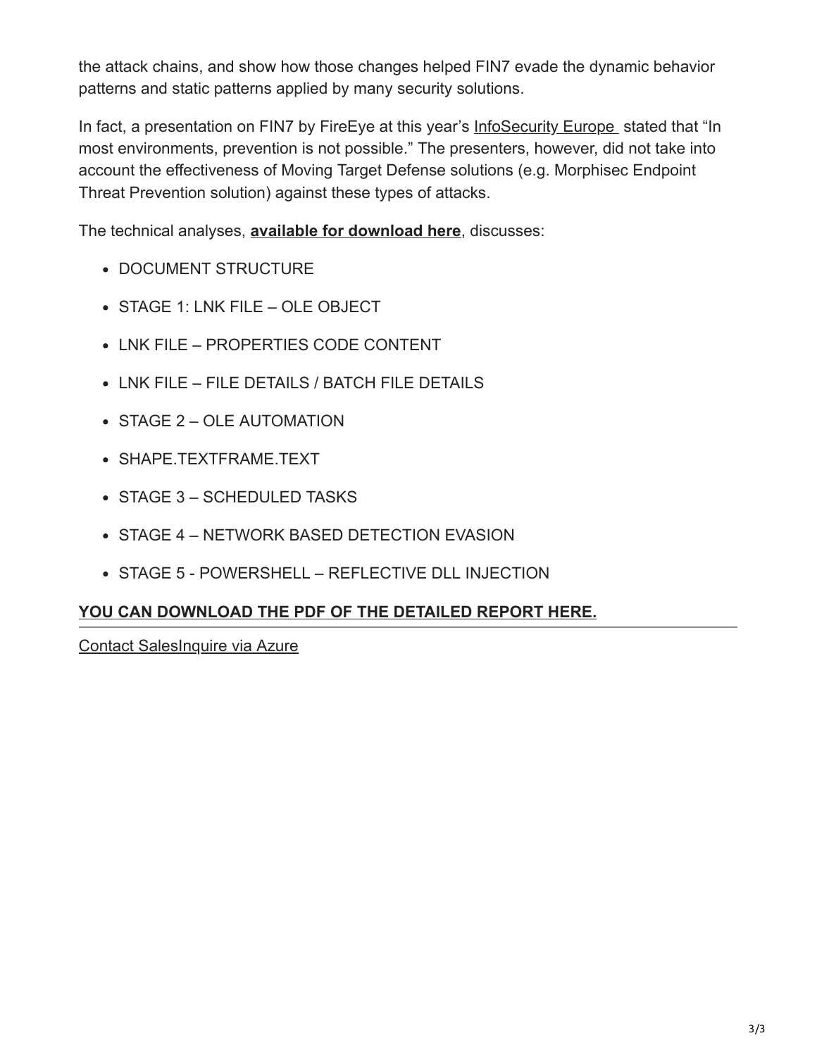the attack chains, and show how those changes helped FIN7 evade the dynamic behavior patterns and static patterns applied by many security solutions.

In fact, a presentation on FIN7 by FireEye at this year's InfoSecurity Europe stated that "In most environments, prevention is not possible." The presenters, however, did not take into account the effectiveness of Moving Target Defense solutions (e.g. Morphisec Endpoint Threat Prevention solution) against these types of attacks.

The technical analyses, **available for download here**, discusses:

- DOCUMENT STRUCTURE
- STAGE 1: LNK FILE – OLE OBJECT
- LNK FILE – PROPERTIES CODE CONTENT
- LNK FILE – FILE DETAILS / BATCH FILE DETAILS
- STAGE 2 – OLE AUTOMATION
- SHAPE.TEXTFRAME.TEXT
- STAGE 3 – SCHEDULED TASKS
- STAGE 4 – NETWORK BASED DETECTION EVASION
- STAGE 5 - POWERSHELL – REFLECTIVE DLL INJECTION

**YOU CAN DOWNLOAD THE PDF OF THE DETAILED REPORT HERE.**

Contact SalesInquire via Azure